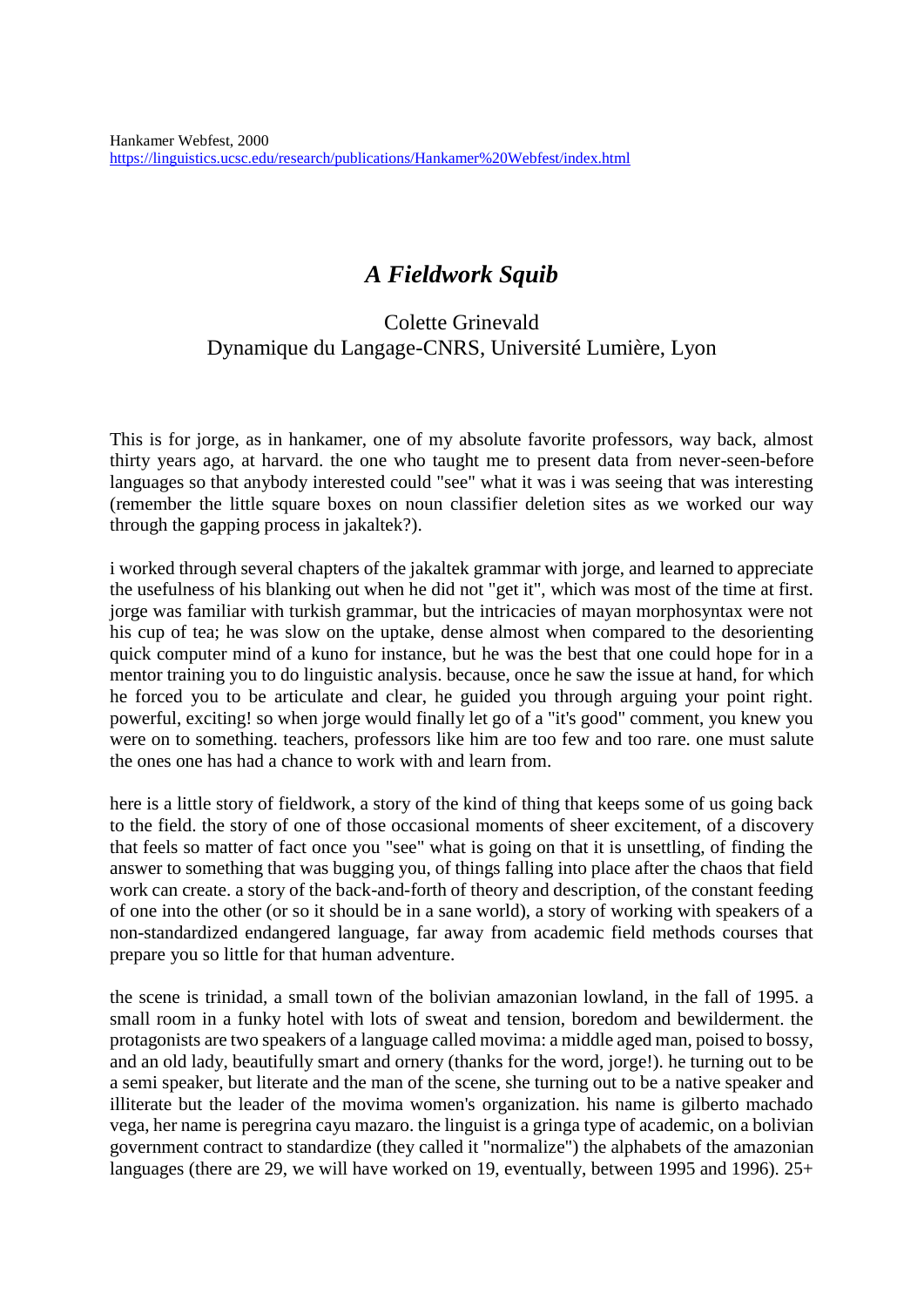Hankamer Webfest, 2000
https://linguistics.ucsc.edu/research/publications/Hankamer%20Webfest/index.html

# *A Fieldwork Squib*

Colette Grinevald
Dynamique du Langage-CNRS, Université Lumière, Lyon

This is for jorge, as in hankamer, one of my absolute favorite professors, way back, almost thirty years ago, at harvard. the one who taught me to present data from never-seen-before languages so that anybody interested could "see" what it was i was seeing that was interesting (remember the little square boxes on noun classifier deletion sites as we worked our way through the gapping process in jakaltek?).

i worked through several chapters of the jakaltek grammar with jorge, and learned to appreciate the usefulness of his blanking out when he did not "get it", which was most of the time at first. jorge was familiar with turkish grammar, but the intricacies of mayan morphosyntax were not his cup of tea; he was slow on the uptake, dense almost when compared to the desorienting quick computer mind of a kuno for instance, but he was the best that one could hope for in a mentor training you to do linguistic analysis. because, once he saw the issue at hand, for which he forced you to be articulate and clear, he guided you through arguing your point right. powerful, exciting! so when jorge would finally let go of a "it's good" comment, you knew you were on to something. teachers, professors like him are too few and too rare. one must salute the ones one has had a chance to work with and learn from.

here is a little story of fieldwork, a story of the kind of thing that keeps some of us going back to the field. the story of one of those occasional moments of sheer excitement, of a discovery that feels so matter of fact once you "see" what is going on that it is unsettling, of finding the answer to something that was bugging you, of things falling into place after the chaos that field work can create. a story of the back-and-forth of theory and description, of the constant feeding of one into the other (or so it should be in a sane world), a story of working with speakers of a non-standardized endangered language, far away from academic field methods courses that prepare you so little for that human adventure.

the scene is trinidad, a small town of the bolivian amazonian lowland, in the fall of 1995. a small room in a funky hotel with lots of sweat and tension, boredom and bewilderment. the protagonists are two speakers of a language called movima: a middle aged man, poised to bossy, and an old lady, beautifully smart and ornery (thanks for the word, jorge!). he turning out to be a semi speaker, but literate and the man of the scene, she turning out to be a native speaker and illiterate but the leader of the movima women's organization. his name is gilberto machado vega, her name is peregrina cayu mazaro. the linguist is a gringa type of academic, on a bolivian government contract to standardize (they called it "normalize") the alphabets of the amazonian languages (there are 29, we will have worked on 19, eventually, between 1995 and 1996). 25+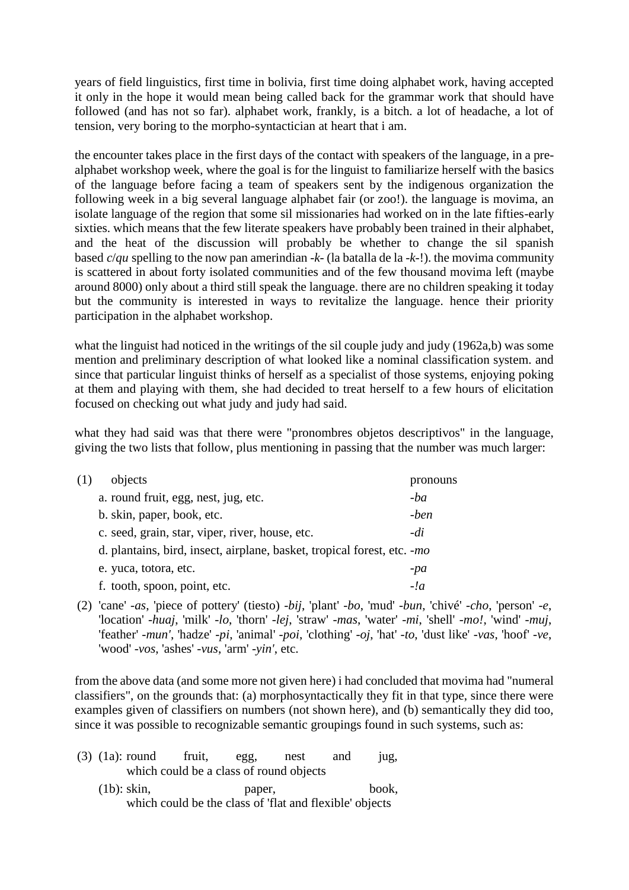years of field linguistics, first time in bolivia, first time doing alphabet work, having accepted it only in the hope it would mean being called back for the grammar work that should have followed (and has not so far). alphabet work, frankly, is a bitch. a lot of headache, a lot of tension, very boring to the morpho-syntactician at heart that i am.

the encounter takes place in the first days of the contact with speakers of the language, in a pre-alphabet workshop week, where the goal is for the linguist to familiarize herself with the basics of the language before facing a team of speakers sent by the indigenous organization the following week in a big several language alphabet fair (or zoo!). the language is movima, an isolate language of the region that some sil missionaries had worked on in the late fifties-early sixties. which means that the few literate speakers have probably been trained in their alphabet, and the heat of the discussion will probably be whether to change the sil spanish based *c*/*qu* spelling to the now pan amerindian *-k-* (la batalla de la *-k-*!). the movima community is scattered in about forty isolated communities and of the few thousand movima left (maybe around 8000) only about a third still speak the language. there are no children speaking it today but the community is interested in ways to revitalize the language. hence their priority participation in the alphabet workshop.

what the linguist had noticed in the writings of the sil couple judy and judy (1962a,b) was some mention and preliminary description of what looked like a nominal classification system. and since that particular linguist thinks of herself as a specialist of those systems, enjoying poking at them and playing with them, she had decided to treat herself to a few hours of elicitation focused on checking out what judy and judy had said.

what they had said was that there were "pronombres objetos descriptivos" in the language, giving the two lists that follow, plus mentioning in passing that the number was much larger:

| (1) | objects | pronouns |
|---|---|---|
| | a. round fruit, egg, nest, jug, etc. | *-ba* |
| | b. skin, paper, book, etc. | *-ben* |
| | c. seed, grain, star, viper, river, house, etc. | *-di* |
| | d. plantains, bird, insect, airplane, basket, tropical forest, etc. | *-mo* |
| | e. yuca, totora, etc. | *-pa* |
| | f. tooth, spoon, point, etc. | *-!a* |

(2) 'cane' *-as*, 'piece of pottery' (tiesto) *-bij*, 'plant' *-bo*, 'mud' *-bun*, 'chivé' *-cho*, 'person' *-e*, 'location' *-huaj*, 'milk' *-lo*, 'thorn' *-lej*, 'straw' *-mas*, 'water' *-mi*, 'shell' *-mo!*, 'wind' *-muj*, 'feather' *-mun'*, 'hadze' *-pi*, 'animal' *-poi*, 'clothing' *-oj*, 'hat' *-to*, 'dust like' *-vas*, 'hoof' *-ve*, 'wood' *-vos*, 'ashes' *-vus*, 'arm' *-yin'*, etc.

from the above data (and some more not given here) i had concluded that movima had "numeral classifiers", on the grounds that: (a) morphosyntactically they fit in that type, since there were examples given of classifiers on numbers (not shown here), and (b) semantically they did too, since it was possible to recognizable semantic groupings found in such systems, such as:

(3) (1a): round fruit, egg, nest and jug,
which could be a class of round objects

(1b): skin, paper, book,
which could be the class of 'flat and flexible' objects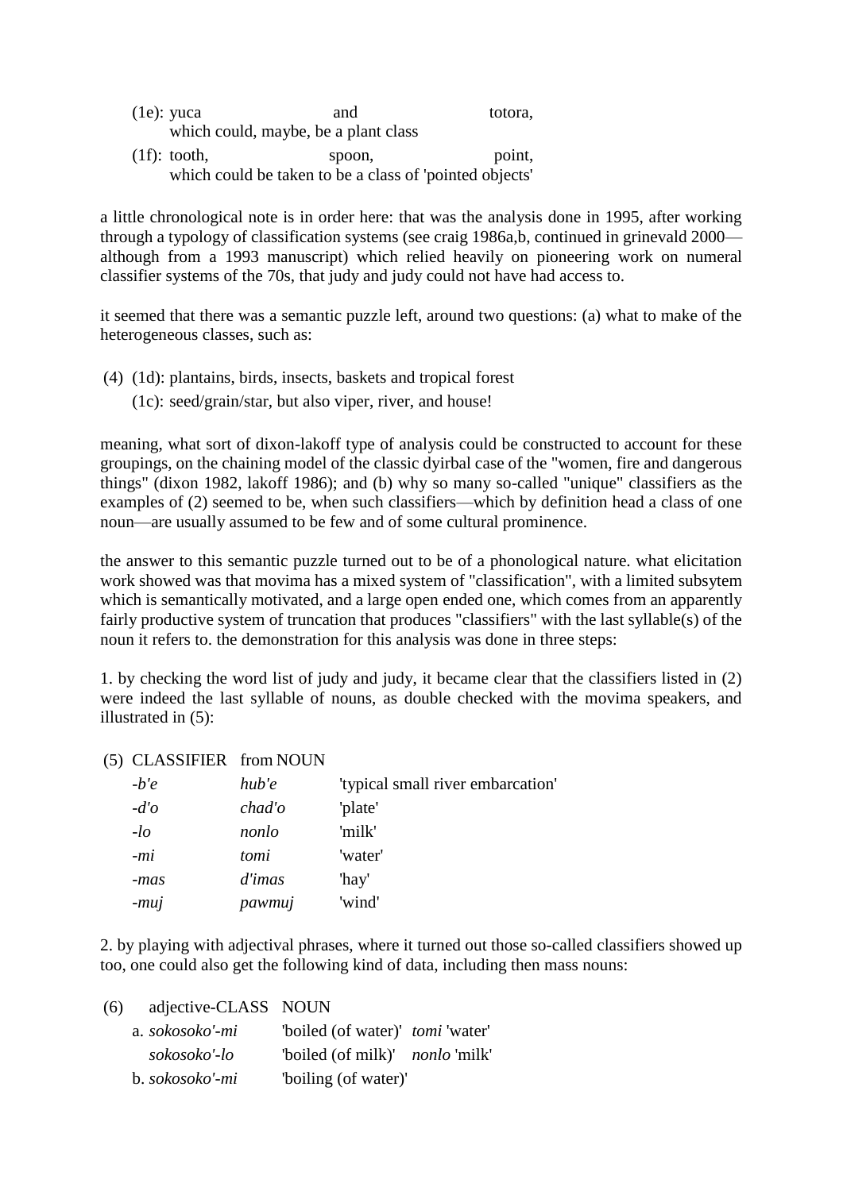(1e): yuca and totora,
which could, maybe, be a plant class

(1f): tooth, spoon, point,
which could be taken to be a class of 'pointed objects'

a little chronological note is in order here: that was the analysis done in 1995, after working through a typology of classification systems (see craig 1986a,b, continued in grinevald 2000—although from a 1993 manuscript) which relied heavily on pioneering work on numeral classifier systems of the 70s, that judy and judy could not have had access to.

it seemed that there was a semantic puzzle left, around two questions: (a) what to make of the heterogeneous classes, such as:

(4) (1d): plantains, birds, insects, baskets and tropical forest
(1c): seed/grain/star, but also viper, river, and house!

meaning, what sort of dixon-lakoff type of analysis could be constructed to account for these groupings, on the chaining model of the classic dyirbal case of the "women, fire and dangerous things" (dixon 1982, lakoff 1986); and (b) why so many so-called "unique" classifiers as the examples of (2) seemed to be, when such classifiers—which by definition head a class of one noun—are usually assumed to be few and of some cultural prominence.

the answer to this semantic puzzle turned out to be of a phonological nature. what elicitation work showed was that movima has a mixed system of "classification", with a limited subsytem which is semantically motivated, and a large open ended one, which comes from an apparently fairly productive system of truncation that produces "classifiers" with the last syllable(s) of the noun it refers to. the demonstration for this analysis was done in three steps:

1. by checking the word list of judy and judy, it became clear that the classifiers listed in (2) were indeed the last syllable of nouns, as double checked with the movima speakers, and illustrated in (5):

(5)

| CLASSIFIER | from NOUN | |
|---|---|---|
| *-b'e* | *hub'e* | 'typical small river embarcation' |
| *-d'o* | *chad'o* | 'plate' |
| *-lo* | *nonlo* | 'milk' |
| *-mi* | *tomi* | 'water' |
| *-mas* | *d'imas* | 'hay' |
| *-muj* | *pawmuj* | 'wind' |

2. by playing with adjectival phrases, where it turned out those so-called classifiers showed up too, one could also get the following kind of data, including then mass nouns:

(6)

| | adjective-CLASS | NOUN | |
|---|---|---|---|
| a. | *sokosoko'-mi* | 'boiled (of water)' | *tomi* 'water' |
| | *sokosoko'-lo* | 'boiled (of milk)' | *nonlo* 'milk' |
| b. | *sokosoko'-mi* | 'boiling (of water)' | |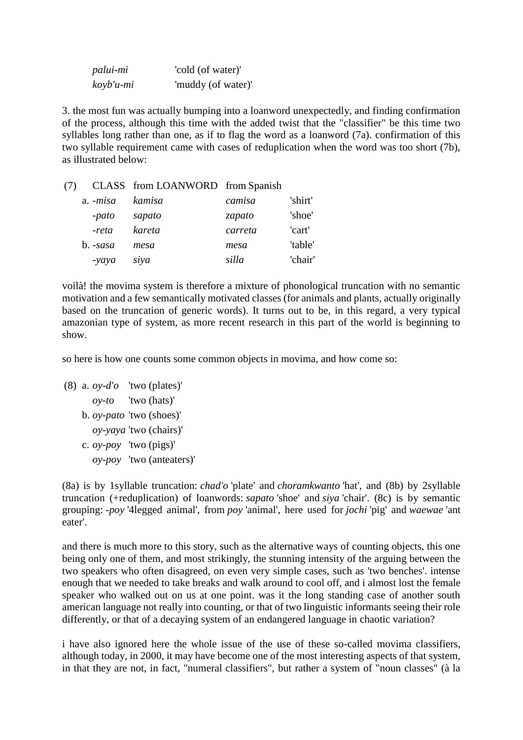| | |
|---|---|
| *palui-mi* | 'cold (of water)' |
| *koyb'u-mi* | 'muddy (of water)' |

3. the most fun was actually bumping into a loanword unexpectedly, and finding confirmation of the process, although this time with the added twist that the "classifier" be this time two syllables long rather than one, as if to flag the word as a loanword (7a). confirmation of this two syllable requirement came with cases of reduplication when the word was too short (7b), as illustrated below:

| (7) | CLASS | from LOANWORD | from Spanish | |
|---|---|---|---|---|
| a. | *-misa* | *kamisa* | *camisa* | 'shirt' |
| | *-pato* | *sapato* | *zapato* | 'shoe' |
| | *-reta* | *kareta* | *carreta* | 'cart' |
| b. | *-sasa* | *mesa* | *mesa* | 'table' |
| | *-yaya* | *siya* | *silla* | 'chair' |

voilà! the movima system is therefore a mixture of phonological truncation with no semantic motivation and a few semantically motivated classes (for animals and plants, actually originally based on the truncation of generic words). It turns out to be, in this regard, a very typical amazonian type of system, as more recent research in this part of the world is beginning to show.

so here is how one counts some common objects in movima, and how come so:

(8) a. *oy-d'o* 'two (plates)'
*oy-to* 'two (hats)'
b. *oy-pato* 'two (shoes)'
*oy-yaya* 'two (chairs)'
c. *oy-poy* 'two (pigs)'
*oy-poy* 'two (anteaters)'

(8a) is by 1syllable truncation: *chad'o* 'plate' and *choramkwanto* 'hat', and (8b) by 2syllable truncation (+reduplication) of loanwords: *sapato* 'shoe' and *siya* 'chair'. (8c) is by semantic grouping: *-poy* '4legged animal', from *poy* 'animal', here used for *jochi* 'pig' and *waewae* 'ant eater'.

and there is much more to this story, such as the alternative ways of counting objects, this one being only one of them, and most strikingly, the stunning intensity of the arguing between the two speakers who often disagreed, on even very simple cases, such as 'two benches'. intense enough that we needed to take breaks and walk around to cool off, and i almost lost the female speaker who walked out on us at one point. was it the long standing case of another south american language not really into counting, or that of two linguistic informants seeing their role differently, or that of a decaying system of an endangered language in chaotic variation?

i have also ignored here the whole issue of the use of these so-called movima classifiers, although today, in 2000, it may have become one of the most interesting aspects of that system, in that they are not, in fact, "numeral classifiers", but rather a system of "noun classes" (à la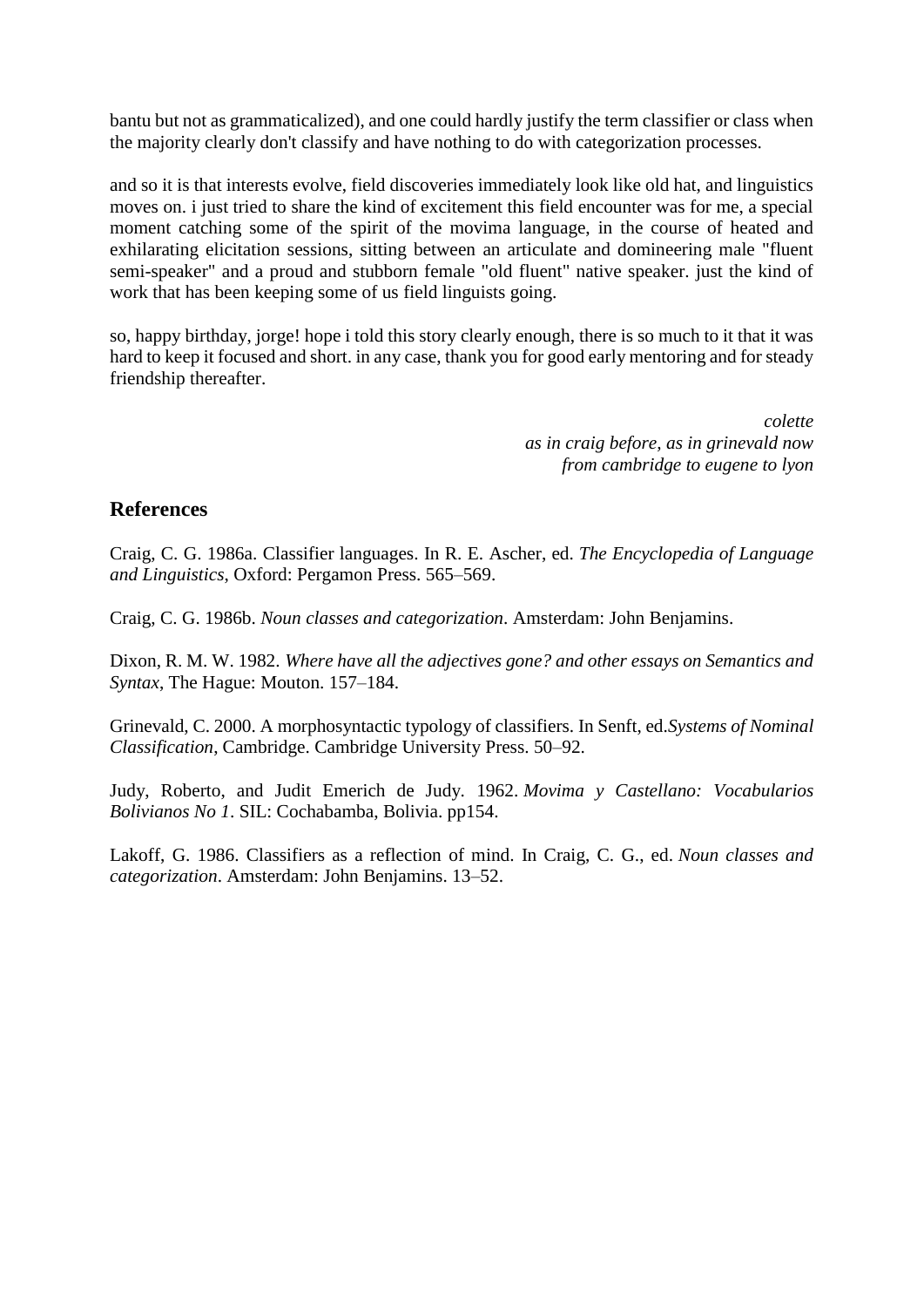bantu but not as grammaticalized), and one could hardly justify the term classifier or class when the majority clearly don't classify and have nothing to do with categorization processes.

and so it is that interests evolve, field discoveries immediately look like old hat, and linguistics moves on. i just tried to share the kind of excitement this field encounter was for me, a special moment catching some of the spirit of the movima language, in the course of heated and exhilarating elicitation sessions, sitting between an articulate and domineering male "fluent semi-speaker" and a proud and stubborn female "old fluent" native speaker. just the kind of work that has been keeping some of us field linguists going.

so, happy birthday, jorge! hope i told this story clearly enough, there is so much to it that it was hard to keep it focused and short. in any case, thank you for good early mentoring and for steady friendship thereafter.

*colette*
*as in craig before, as in grinevald now*
*from cambridge to eugene to lyon*

## References

Craig, C. G. 1986a. Classifier languages. In R. E. Ascher, ed. *The Encyclopedia of Language and Linguistics*, Oxford: Pergamon Press. 565–569.

Craig, C. G. 1986b. *Noun classes and categorization*. Amsterdam: John Benjamins.

Dixon, R. M. W. 1982. *Where have all the adjectives gone? and other essays on Semantics and Syntax*, The Hague: Mouton. 157–184.

Grinevald, C. 2000. A morphosyntactic typology of classifiers. In Senft, ed.*Systems of Nominal Classification*, Cambridge. Cambridge University Press. 50–92.

Judy, Roberto, and Judit Emerich de Judy. 1962. *Movima y Castellano: Vocabularios Bolivianos No 1*. SIL: Cochabamba, Bolivia. pp154.

Lakoff, G. 1986. Classifiers as a reflection of mind. In Craig, C. G., ed. *Noun classes and categorization*. Amsterdam: John Benjamins. 13–52.